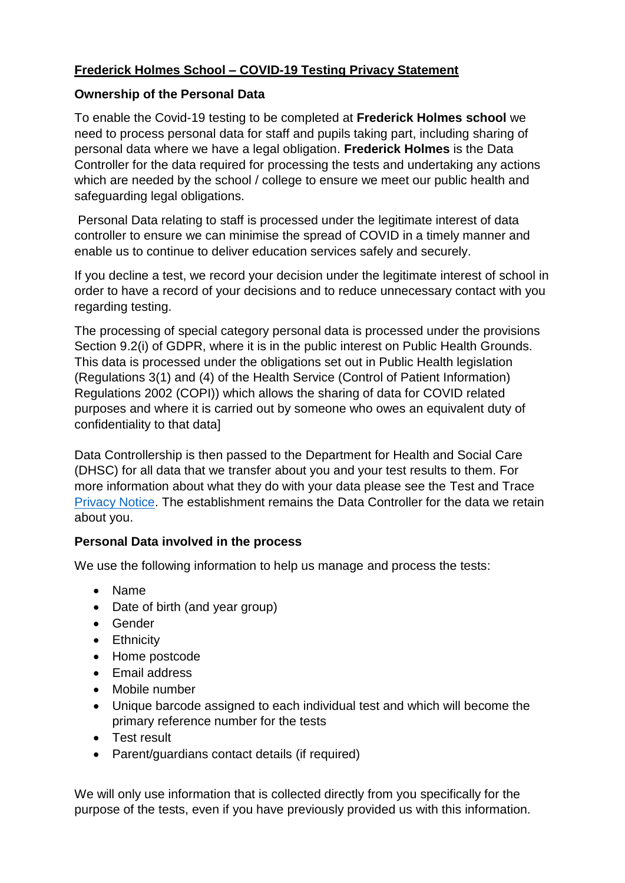## **Frederick Holmes School – COVID-19 Testing Privacy Statement**

### Ownership of the Personal Data

To enable the Covid-19 testing to be completed at **Frederick Holmes school** we need to process personal data for staff and pupils taking part, including sharing of personal data where we have a legal obligation. **Frederick Holmes** is the Data Controller for the data required for processing the tests and undertaking any actions which are needed by the school / college to ensure we meet our public health and safeguarding legal obligations.

Personal Data relating to staff is processed under the legitimate interest of data controller to ensure we can minimise the spread of COVID in a timely manner and enable us to continue to deliver education services safely and securely.

If you decline a test, we record your decision under the legitimate interest of school in order to have a record of your decisions and to reduce unnecessary contact with you regarding testing.

The processing of special category personal data is processed under the provisions Section 9.2(i) of GDPR, where it is in the public interest on Public Health Grounds. This data is processed under the obligations set out in Public Health legislation (Regulations 3(1) and (4) of the Health Service (Control of Patient Information) Regulations 2002 (COPI)) which allows the sharing of data for COVID related purposes and where it is carried out by someone who owes an equivalent duty of confidentiality to that data]

Data Controllership is then passed to the Department for Health and Social Care (DHSC) for all data that we transfer about you and your test results to them. For more information about what they do with your data please see the Test and Trace Privacy Notice. The establishment remains the Data Controller for the data we retain about you.

### Personal Data involved in the process

We use the following information to help us manage and process the tests:

- Name
- Date of birth (and year group)
- Gender
- Ethnicity
- Home postcode
- Email address
- Mobile number
- Unique barcode assigned to each individual test and which will become the primary reference number for the tests
- Test result
- Parent/guardians contact details (if required)

We will only use information that is collected directly from you specifically for the purpose of the tests, even if you have previously provided us with this information.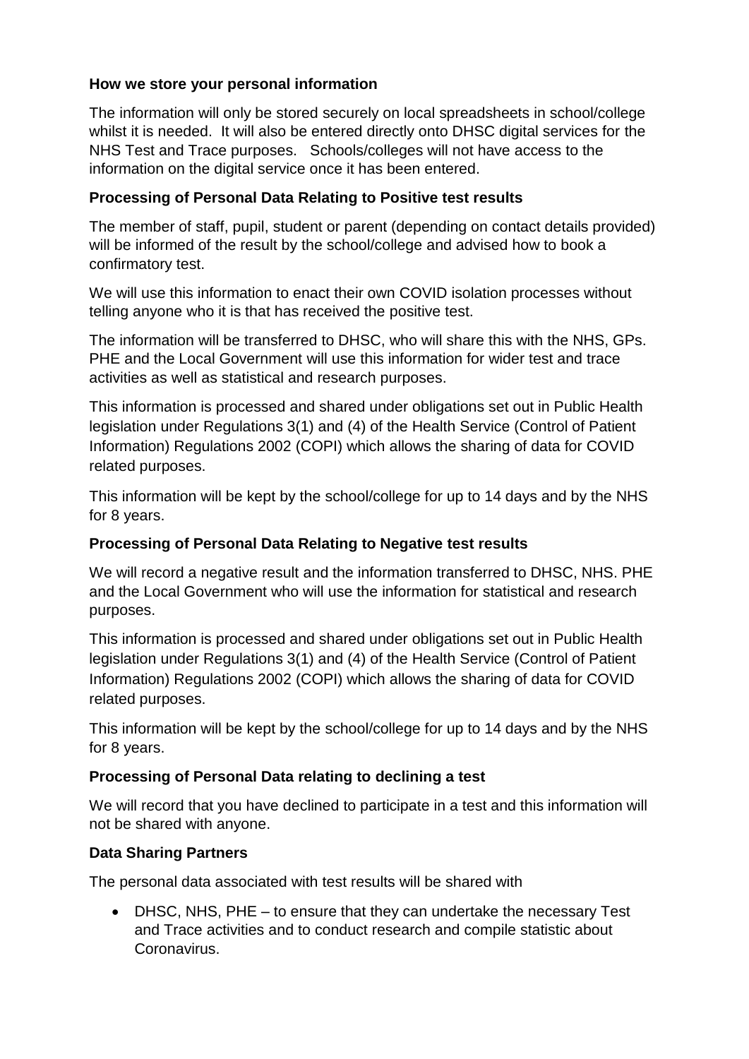**How we store your personal information**

The information will only be stored securely on local spreadsheets in school/college whilst it is needed. It will also be entered directly onto DHSC digital services for the NHS Test and Trace purposes. Schools/colleges will not have access to the information on the digital service once it has been entered.

**Processing of Personal Data Relating to Positive test results**

The member of staff, pupil, student or parent (depending on contact details provided) will be informed of the result by the school/college and advised how to book a confirmatory test.

We will use this information to enact their own COVID isolation processes without telling anyone who it is that has received the positive test.

The information will be transferred to DHSC, who will share this with the NHS, GPs. PHE and the Local Government will use this information for wider test and trace activities as well as statistical and research purposes.

This information is processed and shared under obligations set out in Public Health legislation under Regulations 3(1) and (4) of the Health Service (Control of Patient Information) Regulations 2002 (COPI) which allows the sharing of data for COVID related purposes.

This information will be kept by the school/college for up to 14 days and by the NHS for 8 years.

**Processing of Personal Data Relating to Negative test results**

We will record a negative result and the information transferred to DHSC, NHS. PHE and the Local Government who will use the information for statistical and research purposes.

This information is processed and shared under obligations set out in Public Health legislation under Regulations 3(1) and (4) of the Health Service (Control of Patient Information) Regulations 2002 (COPI) which allows the sharing of data for COVID related purposes.

This information will be kept by the school/college for up to 14 days and by the NHS for 8 years.

**Processing of Personal Data relating to declining a test**

We will record that you have declined to participate in a test and this information will not be shared with anyone.

**Data Sharing Partners**

The personal data associated with test results will be shared with

- DHSC, NHS, PHE – to ensure that they can undertake the necessary Test and Trace activities and to conduct research and compile statistic about Coronavirus.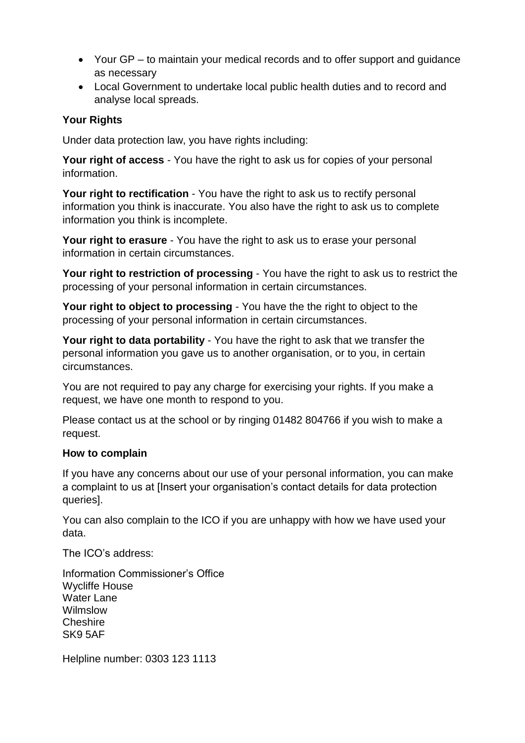- Your GP – to maintain your medical records and to offer support and guidance as necessary
- Local Government to undertake local public health duties and to record and analyse local spreads.

**Your Rights**

Under data protection law, you have rights including:

**Your right of access** - You have the right to ask us for copies of your personal information.

**Your right to rectification** - You have the right to ask us to rectify personal information you think is inaccurate. You also have the right to ask us to complete information you think is incomplete.

**Your right to erasure** - You have the right to ask us to erase your personal information in certain circumstances.

**Your right to restriction of processing** - You have the right to ask us to restrict the processing of your personal information in certain circumstances.

**Your right to object to processing** - You have the the right to object to the processing of your personal information in certain circumstances.

**Your right to data portability** - You have the right to ask that we transfer the personal information you gave us to another organisation, or to you, in certain circumstances.

You are not required to pay any charge for exercising your rights. If you make a request, we have one month to respond to you.

Please contact us at the school or by ringing 01482 804766 if you wish to make a request.

**How to complain**

If you have any concerns about our use of your personal information, you can make a complaint to us at [Insert your organisation's contact details for data protection queries].

You can also complain to the ICO if you are unhappy with how we have used your data.

The ICO's address:

Information Commissioner's Office
Wycliffe House
Water Lane
Wilmslow
Cheshire
SK9 5AF

Helpline number: 0303 123 1113